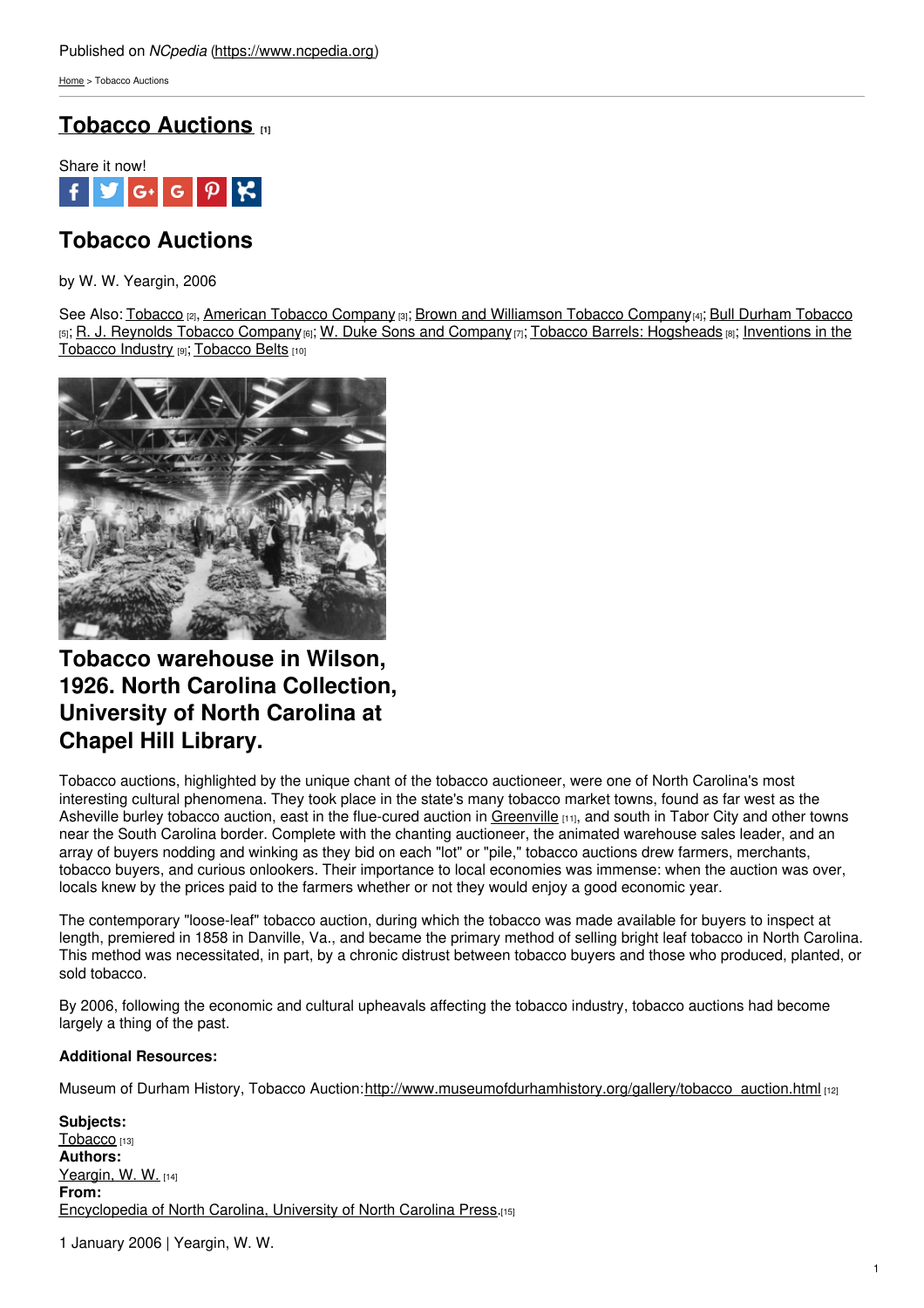Published on *NCpedia* (https://www.ncpedia.org)

Home > Tobacco Auctions

# Tobacco Auctions [1]

Share it now!

## Tobacco Auctions

by W. W. Yeargin, 2006

See Also: Tobacco [2], American Tobacco Company [3]; Brown and Williamson Tobacco Company [4]; Bull Durham Tobacco [5]; R. J. Reynolds Tobacco Company [6]; W. Duke Sons and Company [7]; Tobacco Barrels: Hogsheads [8]; Inventions in the Tobacco Industry [9]; Tobacco Belts [10]

**Tobacco warehouse in Wilson, 1926. North Carolina Collection, University of North Carolina at Chapel Hill Library.**

Tobacco auctions, highlighted by the unique chant of the tobacco auctioneer, were one of North Carolina's most interesting cultural phenomena. They took place in the state's many tobacco market towns, found as far west as the Asheville burley tobacco auction, east in the flue-cured auction in Greenville [11], and south in Tabor City and other towns near the South Carolina border. Complete with the chanting auctioneer, the animated warehouse sales leader, and an array of buyers nodding and winking as they bid on each "lot" or "pile," tobacco auctions drew farmers, merchants, tobacco buyers, and curious onlookers. Their importance to local economies was immense: when the auction was over, locals knew by the prices paid to the farmers whether or not they would enjoy a good economic year.

The contemporary "loose-leaf" tobacco auction, during which the tobacco was made available for buyers to inspect at length, premiered in 1858 in Danville, Va., and became the primary method of selling bright leaf tobacco in North Carolina. This method was necessitated, in part, by a chronic distrust between tobacco buyers and those who produced, planted, or sold tobacco.

By 2006, following the economic and cultural upheavals affecting the tobacco industry, tobacco auctions had become largely a thing of the past.

**Additional Resources:**

Museum of Durham History, Tobacco Auction: http://www.museumofdurhamhistory.org/gallery/tobacco_auction.html [12]

**Subjects:**
Tobacco [13]
**Authors:**
Yeargin, W. W. [14]
**From:**
Encyclopedia of North Carolina, University of North Carolina Press. [15]

1 January 2006 | Yeargin, W. W.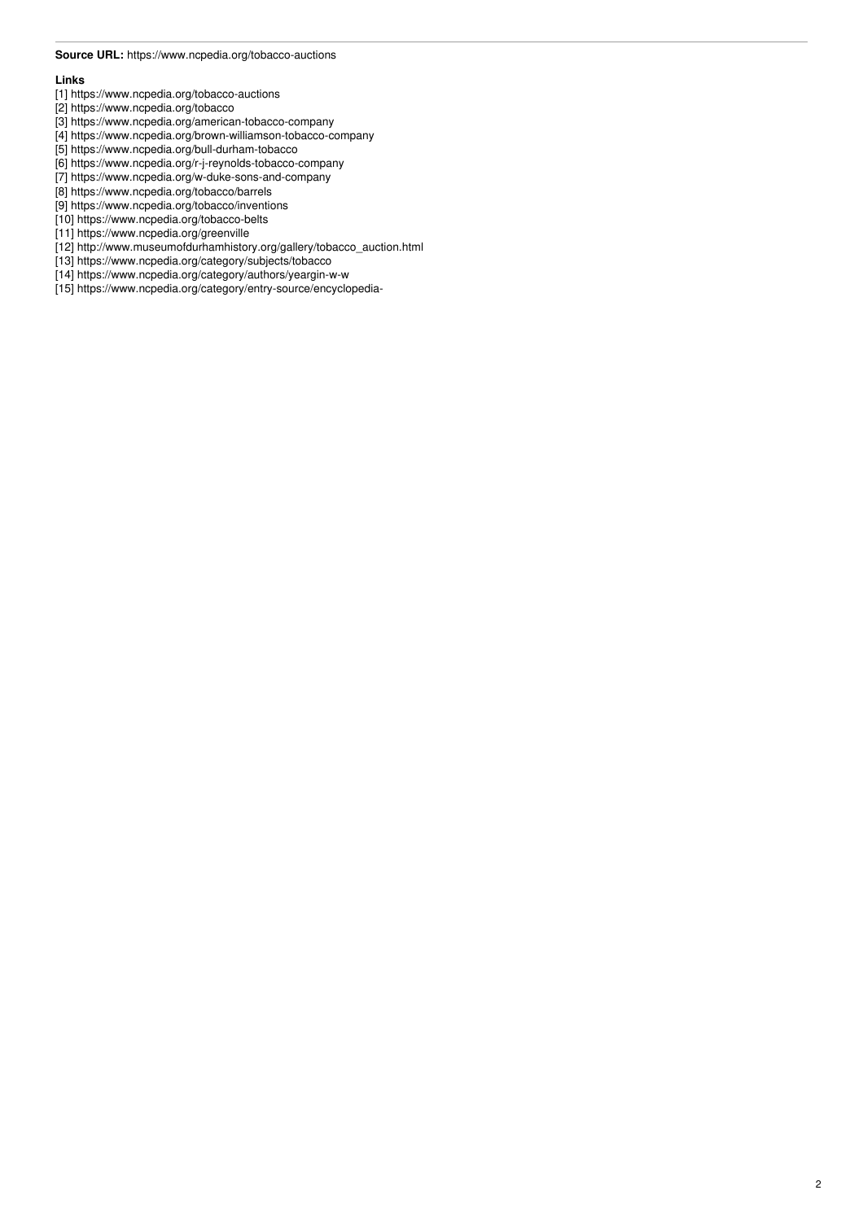**Source URL:** https://www.ncpedia.org/tobacco-auctions

**Links**

[1] https://www.ncpedia.org/tobacco-auctions
[2] https://www.ncpedia.org/tobacco
[3] https://www.ncpedia.org/american-tobacco-company
[4] https://www.ncpedia.org/brown-williamson-tobacco-company
[5] https://www.ncpedia.org/bull-durham-tobacco
[6] https://www.ncpedia.org/r-j-reynolds-tobacco-company
[7] https://www.ncpedia.org/w-duke-sons-and-company
[8] https://www.ncpedia.org/tobacco/barrels
[9] https://www.ncpedia.org/tobacco/inventions
[10] https://www.ncpedia.org/tobacco-belts
[11] https://www.ncpedia.org/greenville
[12] http://www.museumofdurhamhistory.org/gallery/tobacco_auction.html
[13] https://www.ncpedia.org/category/subjects/tobacco
[14] https://www.ncpedia.org/category/authors/yeargin-w-w
[15] https://www.ncpedia.org/category/entry-source/encyclopedia-